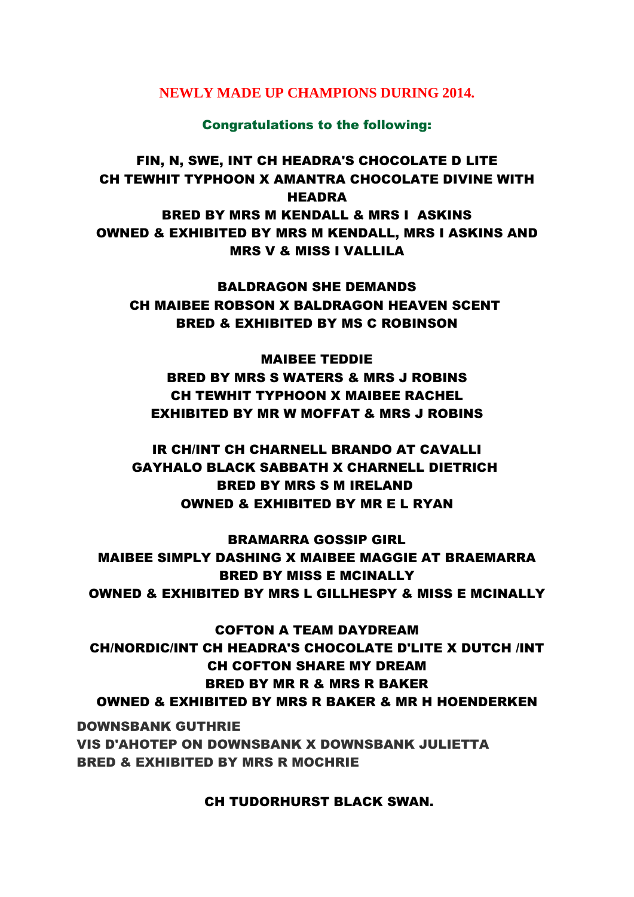## NEWLY MADE UP CHAMPIONS DURING 2014.

**Congratulations to the following:**

**FIN, N, SWE, INT CH HEADRA'S CHOCOLATE D LITE**
**CH TEWHIT TYPHOON X AMANTRA CHOCOLATE DIVINE WITH HEADRA**
**BRED BY MRS M KENDALL & MRS I ASKINS**
**OWNED & EXHIBITED BY MRS M KENDALL, MRS I ASKINS AND MRS V & MISS I VALLILA**

**BALDRAGON SHE DEMANDS**
**CH MAIBEE ROBSON X BALDRAGON HEAVEN SCENT**
**BRED & EXHIBITED BY MS C ROBINSON**

**MAIBEE TEDDIE**
**BRED BY MRS S WATERS & MRS J ROBINS**
**CH TEWHIT TYPHOON X MAIBEE RACHEL**
**EXHIBITED BY MR W MOFFAT & MRS J ROBINS**

**IR CH/INT CH CHARNELL BRANDO AT CAVALLI**
**GAYHALO BLACK SABBATH X CHARNELL DIETRICH**
**BRED BY MRS S M IRELAND**
**OWNED & EXHIBITED BY MR E L RYAN**

**BRAMARRA GOSSIP GIRL**
**MAIBEE SIMPLY DASHING X MAIBEE MAGGIE AT BRAEMARRA**
**BRED BY MISS E MCINALLY**
**OWNED & EXHIBITED BY MRS L GILLHESPY & MISS E MCINALLY**

**COFTON A TEAM DAYDREAM**
**CH/NORDIC/INT CH HEADRA'S CHOCOLATE D'LITE X DUTCH /INT CH COFTON SHARE MY DREAM**
**BRED BY MR R & MRS R BAKER**
**OWNED & EXHIBITED BY MRS R BAKER & MR H HOENDERKEN**

**DOWNSBANK GUTHRIE**
**VIS D'AHOTEP ON DOWNSBANK X DOWNSBANK JULIETTA**
**BRED & EXHIBITED BY MRS R MOCHRIE**

**CH TUDORHURST BLACK SWAN.**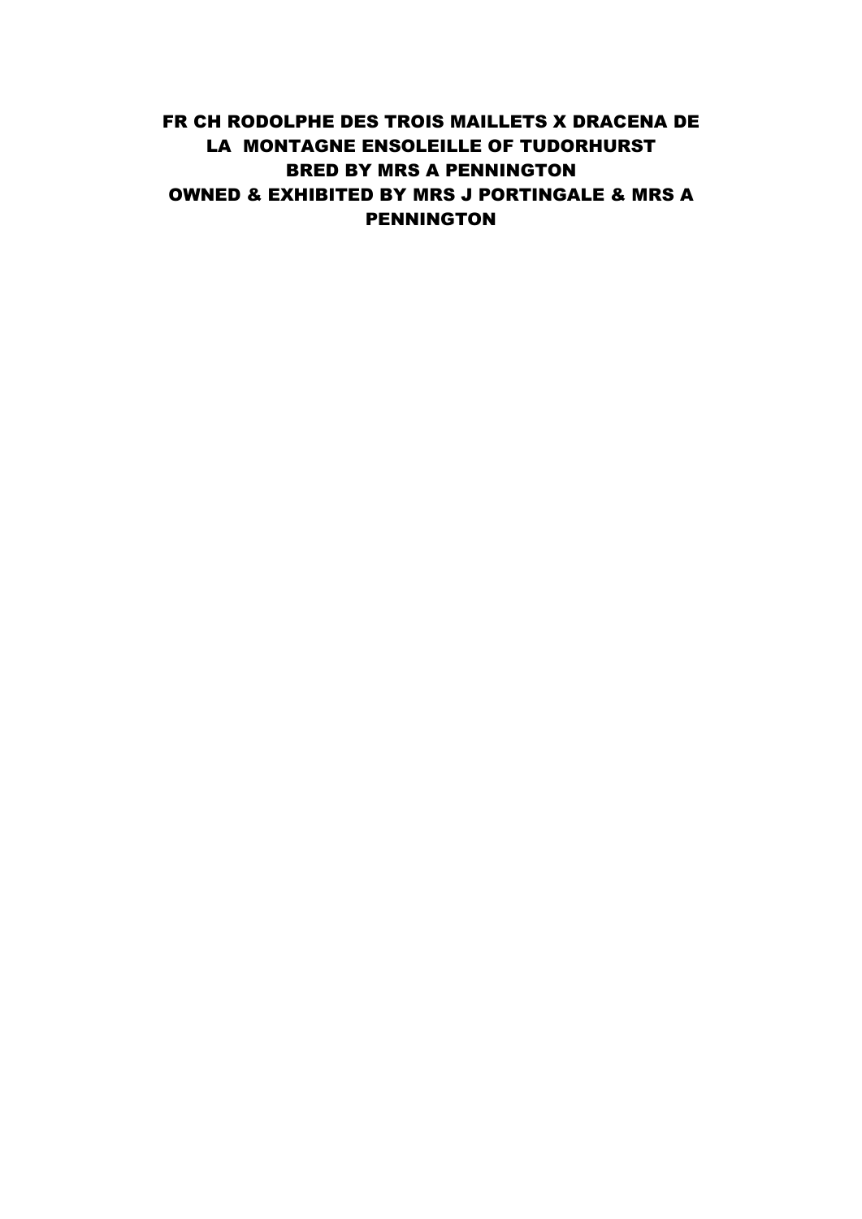**FR CH RODOLPHE DES TROIS MAILLETS X DRACENA DE LA MONTAGNE ENSOLEILLE OF TUDORHURST**
**BRED BY MRS A PENNINGTON**
**OWNED & EXHIBITED BY MRS J PORTINGALE & MRS A PENNINGTON**